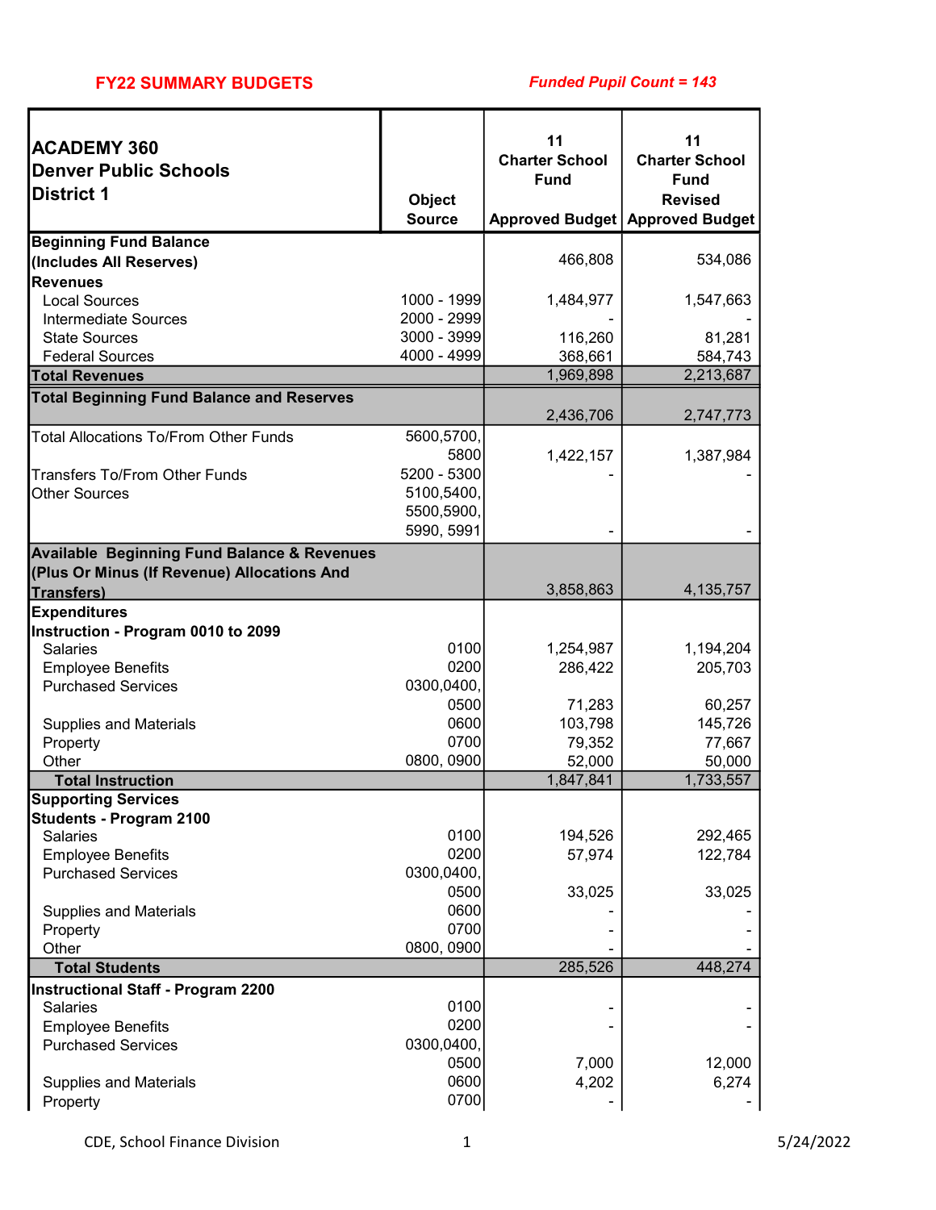**FY22 SUMMARY BUDGETS** *Funded Pupil Count = 143*

| ACADEMY 360<br>Denver Public Schools<br>District 1 | Object Source | 11<br>Charter School Fund<br>Approved Budget | 11<br>Charter School Fund<br>Revised Approved Budget |
|---|---|---|---|
| **Beginning Fund Balance (Includes All Reserves)** | | 466,808 | 534,086 |
| **Revenues** | | | |
| Local Sources | 1000 - 1999 | 1,484,977 | 1,547,663 |
| Intermediate Sources | 2000 - 2999 | - | - |
| State Sources | 3000 - 3999 | 116,260 | 81,281 |
| Federal Sources | 4000 - 4999 | 368,661 | 584,743 |
| **Total Revenues** | | 1,969,898 | 2,213,687 |
| **Total Beginning Fund Balance and Reserves** | | 2,436,706 | 2,747,773 |
| Total Allocations To/From Other Funds | 5600,5700, 5800 | 1,422,157 | 1,387,984 |
| Transfers To/From Other Funds | 5200 - 5300 | - | - |
| Other Sources | 5100,5400, 5500,5900, 5990, 5991 | - | - |
| **Available Beginning Fund Balance & Revenues (Plus Or Minus (If Revenue) Allocations And Transfers)** | | 3,858,863 | 4,135,757 |
| **Expenditures** | | | |
| **Instruction - Program 0010 to 2099** | | | |
| Salaries | 0100 | 1,254,987 | 1,194,204 |
| Employee Benefits | 0200 | 286,422 | 205,703 |
| Purchased Services | 0300,0400, 0500 | 71,283 | 60,257 |
| Supplies and Materials | 0600 | 103,798 | 145,726 |
| Property | 0700 | 79,352 | 77,667 |
| Other | 0800, 0900 | 52,000 | 50,000 |
| **Total Instruction** | | 1,847,841 | 1,733,557 |
| **Supporting Services** | | | |
| **Students - Program 2100** | | | |
| Salaries | 0100 | 194,526 | 292,465 |
| Employee Benefits | 0200 | 57,974 | 122,784 |
| Purchased Services | 0300,0400, 0500 | 33,025 | 33,025 |
| Supplies and Materials | 0600 | - | - |
| Property | 0700 | - | - |
| Other | 0800, 0900 | - | - |
| **Total Students** | | 285,526 | 448,274 |
| **Instructional Staff - Program 2200** | | | |
| Salaries | 0100 | - | - |
| Employee Benefits | 0200 | - | - |
| Purchased Services | 0300,0400, 0500 | 7,000 | 12,000 |
| Supplies and Materials | 0600 | 4,202 | 6,274 |
| Property | 0700 | - | - |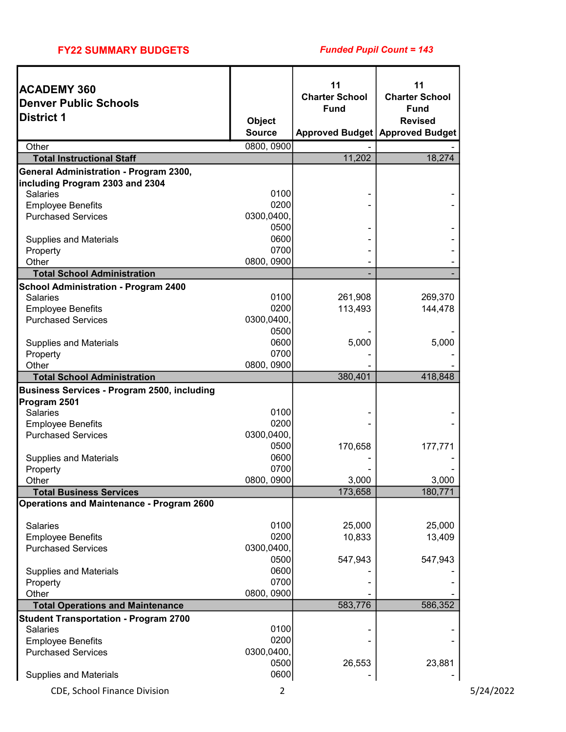**FY22 SUMMARY BUDGETS** *Funded Pupil Count = 143*

| ACADEMY 360 Denver Public Schools District 1 | Object Source | 11 Charter School Fund Approved Budget | 11 Charter School Fund Revised Approved Budget |
|---|---|---|---|
| Other | 0800, 0900 | - | - |
| **Total Instructional Staff** | | 11,202 | 18,274 |
| **General Administration - Program 2300, including Program 2303 and 2304** | | | |
| Salaries | 0100 | - | - |
| Employee Benefits | 0200 | - | - |
| Purchased Services | 0300,0400, 0500 | - | - |
| Supplies and Materials | 0600 | - | - |
| Property | 0700 | - | - |
| Other | 0800, 0900 | - | - |
| **Total School Administration** | | - | - |
| **School Administration - Program 2400** | | | |
| Salaries | 0100 | 261,908 | 269,370 |
| Employee Benefits | 0200 | 113,493 | 144,478 |
| Purchased Services | 0300,0400, 0500 | - | - |
| Supplies and Materials | 0600 | 5,000 | 5,000 |
| Property | 0700 | - | - |
| Other | 0800, 0900 | - | - |
| **Total School Administration** | | 380,401 | 418,848 |
| **Business Services - Program 2500, including Program 2501** | | | |
| Salaries | 0100 | - | - |
| Employee Benefits | 0200 | - | - |
| Purchased Services | 0300,0400, 0500 | 170,658 | 177,771 |
| Supplies and Materials | 0600 | - | - |
| Property | 0700 | - | - |
| Other | 0800, 0900 | 3,000 | 3,000 |
| **Total Business Services** | | 173,658 | 180,771 |
| **Operations and Maintenance - Program 2600** | | | |
| Salaries | 0100 | 25,000 | 25,000 |
| Employee Benefits | 0200 | 10,833 | 13,409 |
| Purchased Services | 0300,0400, 0500 | 547,943 | 547,943 |
| Supplies and Materials | 0600 | - | - |
| Property | 0700 | - | - |
| Other | 0800, 0900 | - | - |
| **Total Operations and Maintenance** | | 583,776 | 586,352 |
| **Student Transportation - Program 2700** | | | |
| Salaries | 0100 | - | - |
| Employee Benefits | 0200 | - | - |
| Purchased Services | 0300,0400, 0500 | 26,553 | 23,881 |
| Supplies and Materials | 0600 | - | - |

CDE, School Finance Division 5/24/2022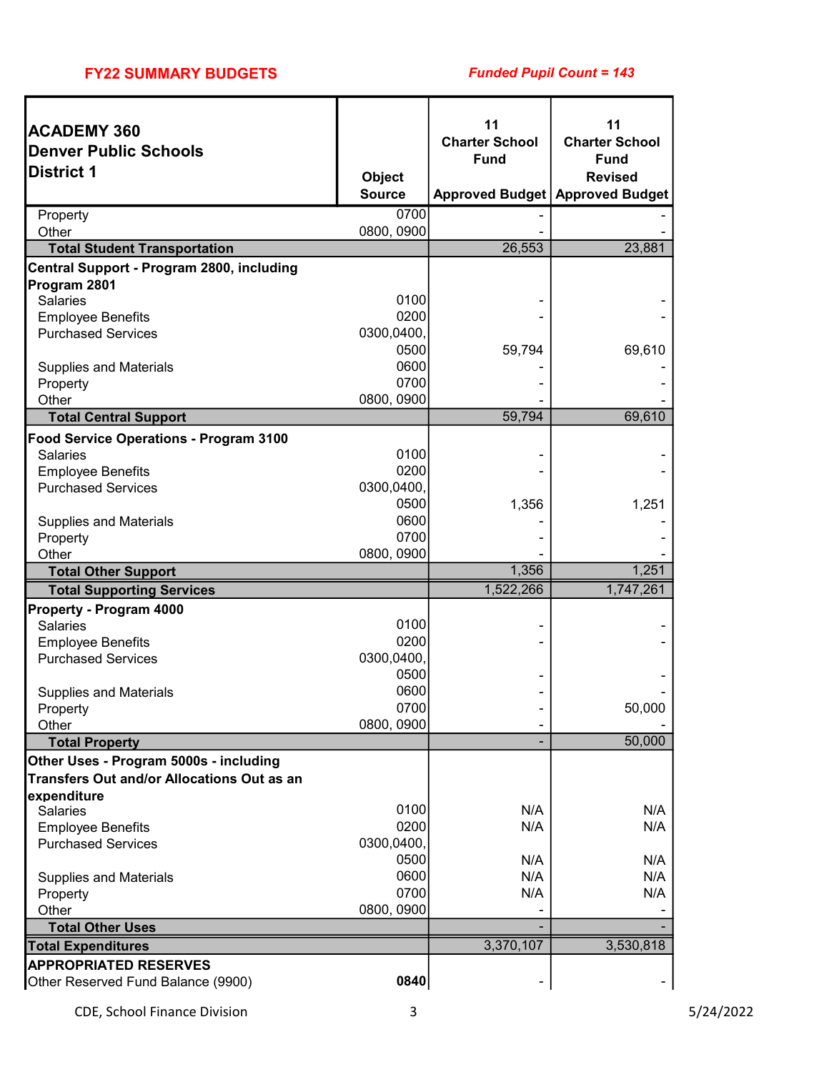**FY22 SUMMARY BUDGETS** *Funded Pupil Count = 143*

| ACADEMY 360<br>Denver Public Schools<br>District 1 | Object Source | 11<br>Charter School Fund<br>Approved Budget | 11<br>Charter School Fund<br>Revised Approved Budget |
|---|---|---|---|
| Property | 0700 | - | - |
| Other | 0800, 0900 | - | - |
| **Total Student Transportation** | | 26,553 | 23,881 |
| **Central Support - Program 2800, including Program 2801** | | | |
| Salaries | 0100 | - | - |
| Employee Benefits | 0200 | - | - |
| Purchased Services | 0300,0400, 0500 | 59,794 | 69,610 |
| Supplies and Materials | 0600 | - | - |
| Property | 0700 | - | - |
| Other | 0800, 0900 | - | - |
| **Total Central Support** | | 59,794 | 69,610 |
| **Food Service Operations - Program 3100** | | | |
| Salaries | 0100 | - | - |
| Employee Benefits | 0200 | - | - |
| Purchased Services | 0300,0400, 0500 | 1,356 | 1,251 |
| Supplies and Materials | 0600 | - | - |
| Property | 0700 | - | - |
| Other | 0800, 0900 | - | - |
| **Total Other Support** | | 1,356 | 1,251 |
| **Total Supporting Services** | | 1,522,266 | 1,747,261 |
| **Property - Program 4000** | | | |
| Salaries | 0100 | - | - |
| Employee Benefits | 0200 | - | - |
| Purchased Services | 0300,0400, 0500 | - | - |
| Supplies and Materials | 0600 | - | - |
| Property | 0700 | - | 50,000 |
| Other | 0800, 0900 | - | - |
| **Total Property** | | - | 50,000 |
| **Other Uses - Program 5000s - including Transfers Out and/or Allocations Out as an expenditure** | | | |
| Salaries | 0100 | N/A | N/A |
| Employee Benefits | 0200 | N/A | N/A |
| Purchased Services | 0300,0400, 0500 | N/A | N/A |
| Supplies and Materials | 0600 | N/A | N/A |
| Property | 0700 | N/A | N/A |
| Other | 0800, 0900 | - | - |
| **Total Other Uses** | | - | - |
| **Total Expenditures** | | 3,370,107 | 3,530,818 |
| **APPROPRIATED RESERVES** | | | |
| Other Reserved Fund Balance (9900) | **0840** | - | - |

CDE, School Finance Division 5/24/2022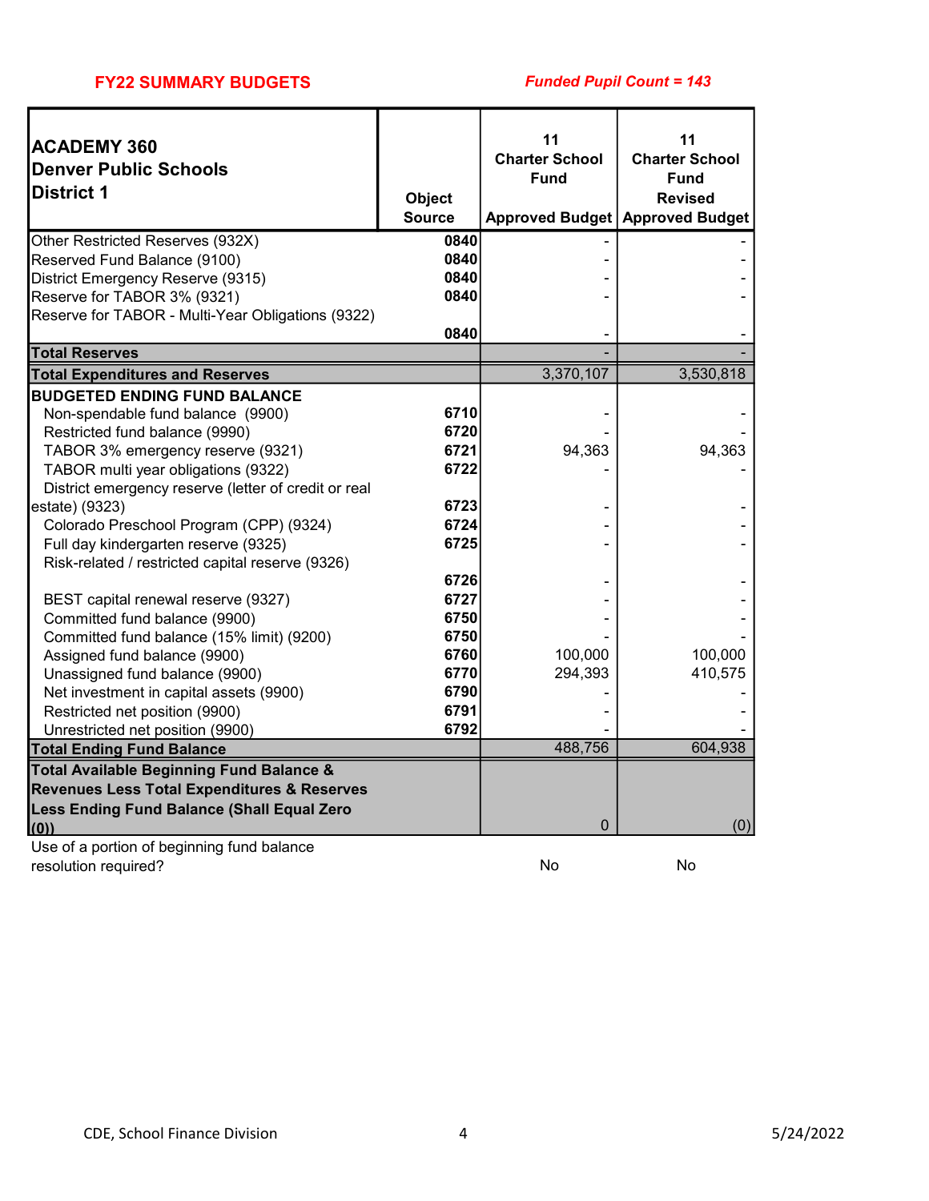**FY22 SUMMARY BUDGETS**

***Funded Pupil Count = 143***

| **ACADEMY 360**<br>**Denver Public Schools**<br>**District 1** | **Object Source** | **11 Charter School Fund Approved Budget** | **11 Charter School Fund Revised Approved Budget** |
|---|---|---|---|
| Other Restricted Reserves (932X) | **0840** | - | - |
| Reserved Fund Balance (9100) | **0840** | - | - |
| District Emergency Reserve (9315) | **0840** | - | - |
| Reserve for TABOR 3% (9321) | **0840** | - | - |
| Reserve for TABOR - Multi-Year Obligations (9322) | **0840** | - | - |
| **Total Reserves** | | - | - |
| **Total Expenditures and Reserves** | | 3,370,107 | 3,530,818 |
| **BUDGETED ENDING FUND BALANCE** | | | |
| Non-spendable fund balance (9900) | **6710** | - | - |
| Restricted fund balance (9990) | **6720** | - | - |
| TABOR 3% emergency reserve (9321) | **6721** | 94,363 | 94,363 |
| TABOR multi year obligations (9322) | **6722** | - | - |
| District emergency reserve (letter of credit or real estate) (9323) | **6723** | - | - |
| Colorado Preschool Program (CPP) (9324) | **6724** | - | - |
| Full day kindergarten reserve (9325) | **6725** | - | - |
| Risk-related / restricted capital reserve (9326) | **6726** | - | - |
| BEST capital renewal reserve (9327) | **6727** | - | - |
| Committed fund balance (9900) | **6750** | - | - |
| Committed fund balance (15% limit) (9200) | **6750** | - | - |
| Assigned fund balance (9900) | **6760** | 100,000 | 100,000 |
| Unassigned fund balance (9900) | **6770** | 294,393 | 410,575 |
| Net investment in capital assets (9900) | **6790** | - | - |
| Restricted net position (9900) | **6791** | - | - |
| Unrestricted net position (9900) | **6792** | - | - |
| **Total Ending Fund Balance** | | 488,756 | 604,938 |
| **Total Available Beginning Fund Balance & Revenues Less Total Expenditures & Reserves Less Ending Fund Balance (Shall Equal Zero (0))** | | 0 | (0) |
| Use of a portion of beginning fund balance resolution required? | | No | No |

CDE, School Finance Division

5/24/2022